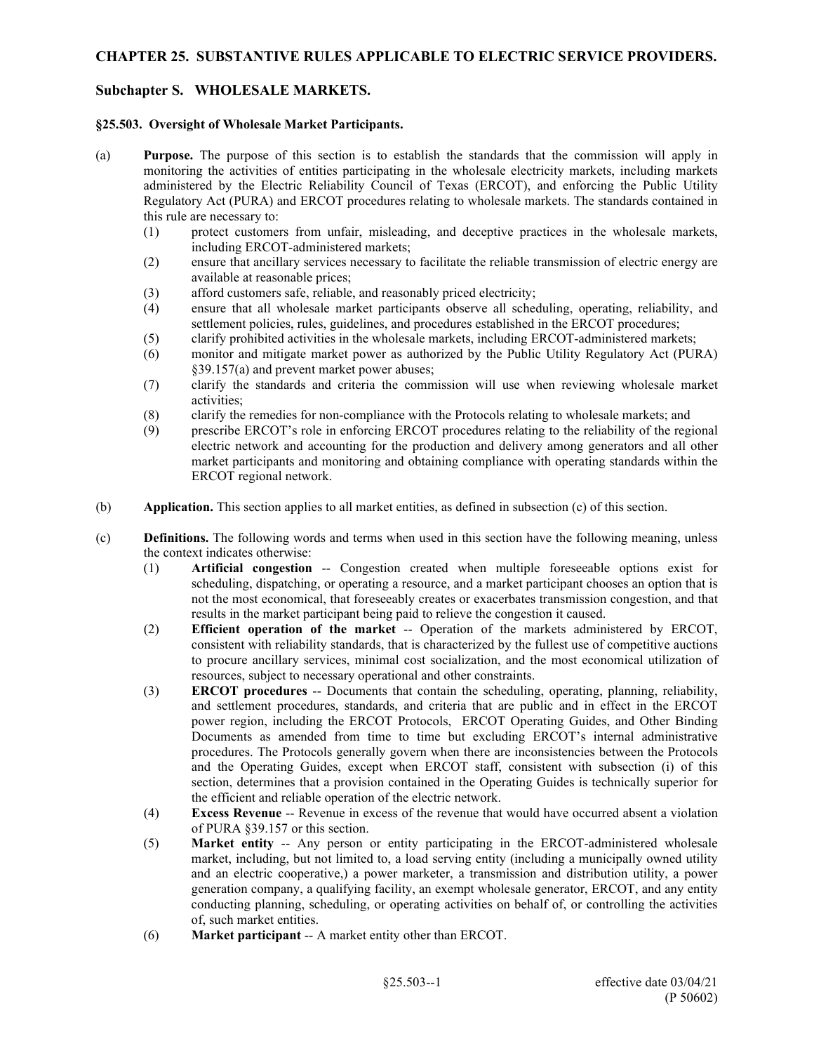## CHAPTER 25. SUBSTANTIVE RULES APPLICABLE TO ELECTRIC SERVICE PROVIDERS.

## Subchapter S. WHOLESALE MARKETS.

### §25.503. Oversight of Wholesale Market Participants.

(a) **Purpose.** The purpose of this section is to establish the standards that the commission will apply in monitoring the activities of entities participating in the wholesale electricity markets, including markets administered by the Electric Reliability Council of Texas (ERCOT), and enforcing the Public Utility Regulatory Act (PURA) and ERCOT procedures relating to wholesale markets. The standards contained in this rule are necessary to:

   (1) protect customers from unfair, misleading, and deceptive practices in the wholesale markets, including ERCOT-administered markets;

   (2) ensure that ancillary services necessary to facilitate the reliable transmission of electric energy are available at reasonable prices;

   (3) afford customers safe, reliable, and reasonably priced electricity;

   (4) ensure that all wholesale market participants observe all scheduling, operating, reliability, and settlement policies, rules, guidelines, and procedures established in the ERCOT procedures;

   (5) clarify prohibited activities in the wholesale markets, including ERCOT-administered markets;

   (6) monitor and mitigate market power as authorized by the Public Utility Regulatory Act (PURA) §39.157(a) and prevent market power abuses;

   (7) clarify the standards and criteria the commission will use when reviewing wholesale market activities;

   (8) clarify the remedies for non-compliance with the Protocols relating to wholesale markets; and

   (9) prescribe ERCOT's role in enforcing ERCOT procedures relating to the reliability of the regional electric network and accounting for the production and delivery among generators and all other market participants and monitoring and obtaining compliance with operating standards within the ERCOT regional network.

(b) **Application.** This section applies to all market entities, as defined in subsection (c) of this section.

(c) **Definitions.** The following words and terms when used in this section have the following meaning, unless the context indicates otherwise:

   (1) **Artificial congestion** -- Congestion created when multiple foreseeable options exist for scheduling, dispatching, or operating a resource, and a market participant chooses an option that is not the most economical, that foreseeably creates or exacerbates transmission congestion, and that results in the market participant being paid to relieve the congestion it caused.

   (2) **Efficient operation of the market** -- Operation of the markets administered by ERCOT, consistent with reliability standards, that is characterized by the fullest use of competitive auctions to procure ancillary services, minimal cost socialization, and the most economical utilization of resources, subject to necessary operational and other constraints.

   (3) **ERCOT procedures** -- Documents that contain the scheduling, operating, planning, reliability, and settlement procedures, standards, and criteria that are public and in effect in the ERCOT power region, including the ERCOT Protocols, ERCOT Operating Guides, and Other Binding Documents as amended from time to time but excluding ERCOT's internal administrative procedures. The Protocols generally govern when there are inconsistencies between the Protocols and the Operating Guides, except when ERCOT staff, consistent with subsection (i) of this section, determines that a provision contained in the Operating Guides is technically superior for the efficient and reliable operation of the electric network.

   (4) **Excess Revenue** -- Revenue in excess of the revenue that would have occurred absent a violation of PURA §39.157 or this section.

   (5) **Market entity** -- Any person or entity participating in the ERCOT-administered wholesale market, including, but not limited to, a load serving entity (including a municipally owned utility and an electric cooperative,) a power marketer, a transmission and distribution utility, a power generation company, a qualifying facility, an exempt wholesale generator, ERCOT, and any entity conducting planning, scheduling, or operating activities on behalf of, or controlling the activities of, such market entities.

   (6) **Market participant** -- A market entity other than ERCOT.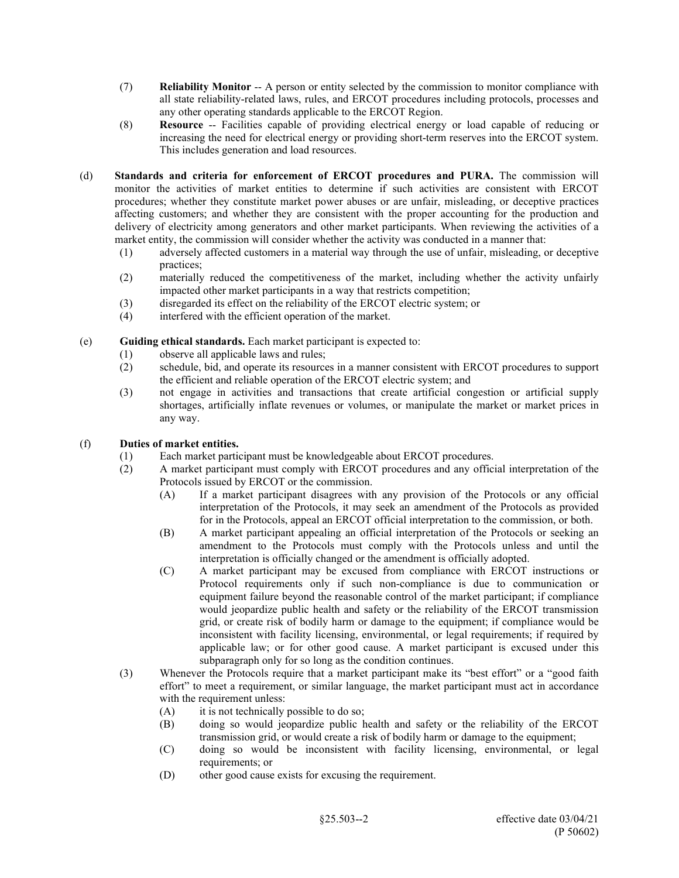(7) **Reliability Monitor** -- A person or entity selected by the commission to monitor compliance with all state reliability-related laws, rules, and ERCOT procedures including protocols, processes and any other operating standards applicable to the ERCOT Region.

(8) **Resource** -- Facilities capable of providing electrical energy or load capable of reducing or increasing the need for electrical energy or providing short-term reserves into the ERCOT system. This includes generation and load resources.

(d) **Standards and criteria for enforcement of ERCOT procedures and PURA.** The commission will monitor the activities of market entities to determine if such activities are consistent with ERCOT procedures; whether they constitute market power abuses or are unfair, misleading, or deceptive practices affecting customers; and whether they are consistent with the proper accounting for the production and delivery of electricity among generators and other market participants. When reviewing the activities of a market entity, the commission will consider whether the activity was conducted in a manner that:

(1) adversely affected customers in a material way through the use of unfair, misleading, or deceptive practices;

(2) materially reduced the competitiveness of the market, including whether the activity unfairly impacted other market participants in a way that restricts competition;

(3) disregarded its effect on the reliability of the ERCOT electric system; or

(4) interfered with the efficient operation of the market.

(e) **Guiding ethical standards.** Each market participant is expected to:

(1) observe all applicable laws and rules;

(2) schedule, bid, and operate its resources in a manner consistent with ERCOT procedures to support the efficient and reliable operation of the ERCOT electric system; and

(3) not engage in activities and transactions that create artificial congestion or artificial supply shortages, artificially inflate revenues or volumes, or manipulate the market or market prices in any way.

(f) **Duties of market entities.**

(1) Each market participant must be knowledgeable about ERCOT procedures.

(2) A market participant must comply with ERCOT procedures and any official interpretation of the Protocols issued by ERCOT or the commission.

(A) If a market participant disagrees with any provision of the Protocols or any official interpretation of the Protocols, it may seek an amendment of the Protocols as provided for in the Protocols, appeal an ERCOT official interpretation to the commission, or both.

(B) A market participant appealing an official interpretation of the Protocols or seeking an amendment to the Protocols must comply with the Protocols unless and until the interpretation is officially changed or the amendment is officially adopted.

(C) A market participant may be excused from compliance with ERCOT instructions or Protocol requirements only if such non-compliance is due to communication or equipment failure beyond the reasonable control of the market participant; if compliance would jeopardize public health and safety or the reliability of the ERCOT transmission grid, or create risk of bodily harm or damage to the equipment; if compliance would be inconsistent with facility licensing, environmental, or legal requirements; if required by applicable law; or for other good cause. A market participant is excused under this subparagraph only for so long as the condition continues.

(3) Whenever the Protocols require that a market participant make its "best effort" or a "good faith effort" to meet a requirement, or similar language, the market participant must act in accordance with the requirement unless:

(A) it is not technically possible to do so;

(B) doing so would jeopardize public health and safety or the reliability of the ERCOT transmission grid, or would create a risk of bodily harm or damage to the equipment;

(C) doing so would be inconsistent with facility licensing, environmental, or legal requirements; or

(D) other good cause exists for excusing the requirement.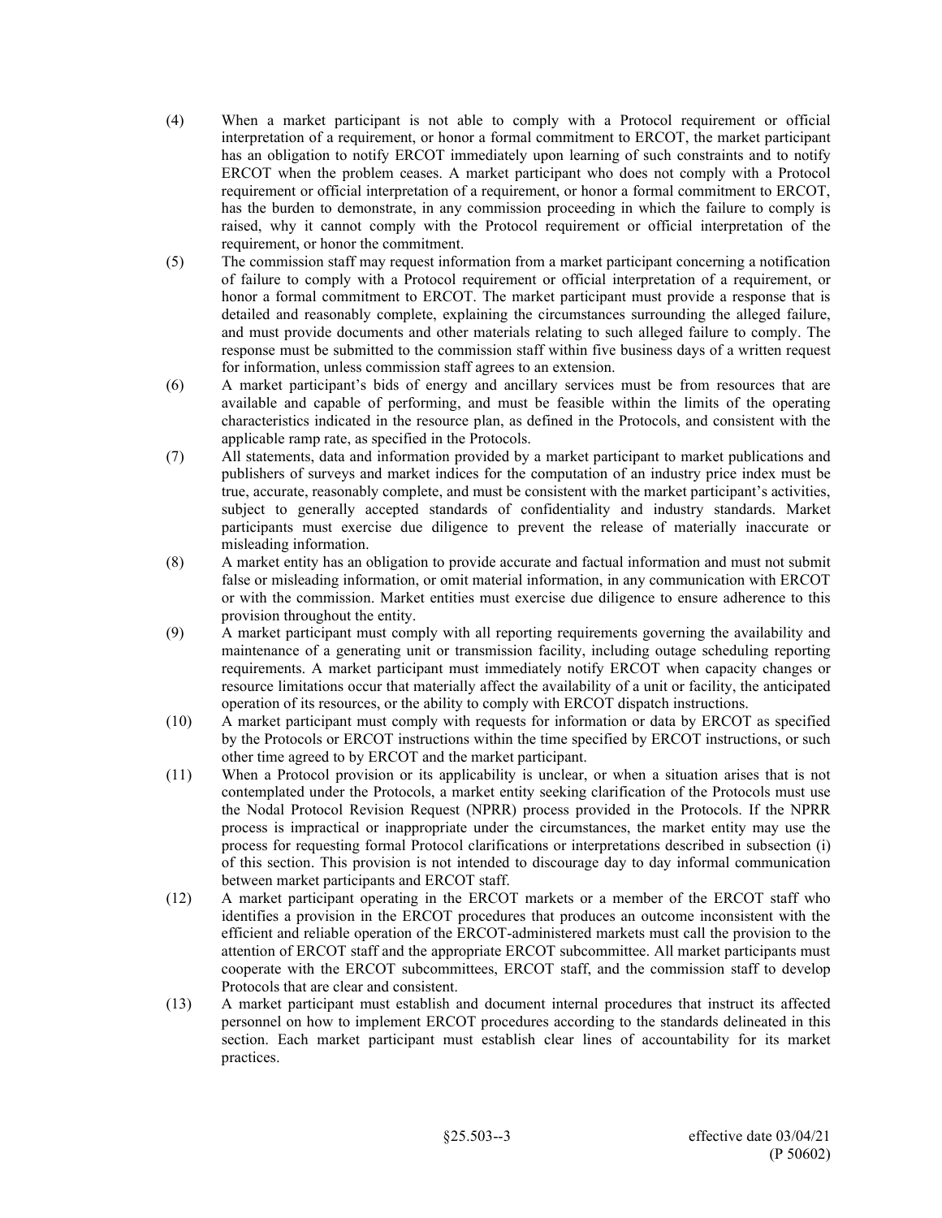(4) When a market participant is not able to comply with a Protocol requirement or official interpretation of a requirement, or honor a formal commitment to ERCOT, the market participant has an obligation to notify ERCOT immediately upon learning of such constraints and to notify ERCOT when the problem ceases. A market participant who does not comply with a Protocol requirement or official interpretation of a requirement, or honor a formal commitment to ERCOT, has the burden to demonstrate, in any commission proceeding in which the failure to comply is raised, why it cannot comply with the Protocol requirement or official interpretation of the requirement, or honor the commitment.

(5) The commission staff may request information from a market participant concerning a notification of failure to comply with a Protocol requirement or official interpretation of a requirement, or honor a formal commitment to ERCOT. The market participant must provide a response that is detailed and reasonably complete, explaining the circumstances surrounding the alleged failure, and must provide documents and other materials relating to such alleged failure to comply. The response must be submitted to the commission staff within five business days of a written request for information, unless commission staff agrees to an extension.

(6) A market participant's bids of energy and ancillary services must be from resources that are available and capable of performing, and must be feasible within the limits of the operating characteristics indicated in the resource plan, as defined in the Protocols, and consistent with the applicable ramp rate, as specified in the Protocols.

(7) All statements, data and information provided by a market participant to market publications and publishers of surveys and market indices for the computation of an industry price index must be true, accurate, reasonably complete, and must be consistent with the market participant's activities, subject to generally accepted standards of confidentiality and industry standards. Market participants must exercise due diligence to prevent the release of materially inaccurate or misleading information.

(8) A market entity has an obligation to provide accurate and factual information and must not submit false or misleading information, or omit material information, in any communication with ERCOT or with the commission. Market entities must exercise due diligence to ensure adherence to this provision throughout the entity.

(9) A market participant must comply with all reporting requirements governing the availability and maintenance of a generating unit or transmission facility, including outage scheduling reporting requirements. A market participant must immediately notify ERCOT when capacity changes or resource limitations occur that materially affect the availability of a unit or facility, the anticipated operation of its resources, or the ability to comply with ERCOT dispatch instructions.

(10) A market participant must comply with requests for information or data by ERCOT as specified by the Protocols or ERCOT instructions within the time specified by ERCOT instructions, or such other time agreed to by ERCOT and the market participant.

(11) When a Protocol provision or its applicability is unclear, or when a situation arises that is not contemplated under the Protocols, a market entity seeking clarification of the Protocols must use the Nodal Protocol Revision Request (NPRR) process provided in the Protocols. If the NPRR process is impractical or inappropriate under the circumstances, the market entity may use the process for requesting formal Protocol clarifications or interpretations described in subsection (i) of this section. This provision is not intended to discourage day to day informal communication between market participants and ERCOT staff.

(12) A market participant operating in the ERCOT markets or a member of the ERCOT staff who identifies a provision in the ERCOT procedures that produces an outcome inconsistent with the efficient and reliable operation of the ERCOT-administered markets must call the provision to the attention of ERCOT staff and the appropriate ERCOT subcommittee. All market participants must cooperate with the ERCOT subcommittees, ERCOT staff, and the commission staff to develop Protocols that are clear and consistent.

(13) A market participant must establish and document internal procedures that instruct its affected personnel on how to implement ERCOT procedures according to the standards delineated in this section. Each market participant must establish clear lines of accountability for its market practices.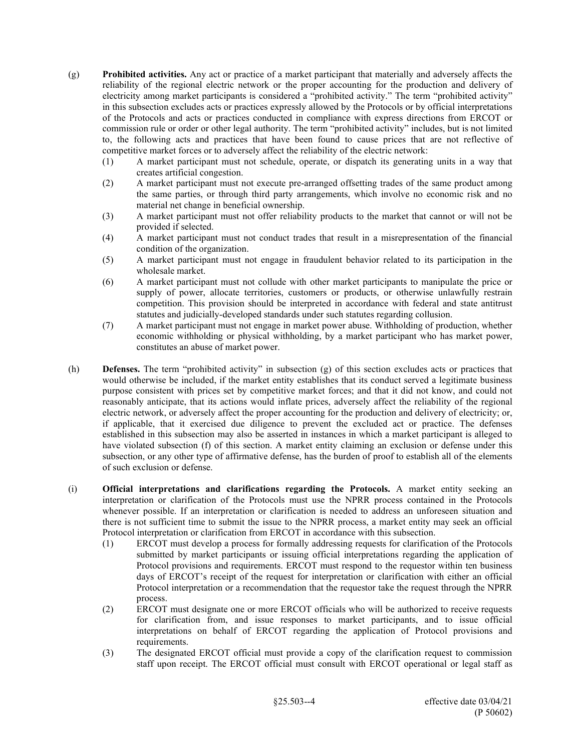(g) **Prohibited activities.** Any act or practice of a market participant that materially and adversely affects the reliability of the regional electric network or the proper accounting for the production and delivery of electricity among market participants is considered a "prohibited activity." The term "prohibited activity" in this subsection excludes acts or practices expressly allowed by the Protocols or by official interpretations of the Protocols and acts or practices conducted in compliance with express directions from ERCOT or commission rule or order or other legal authority. The term "prohibited activity" includes, but is not limited to, the following acts and practices that have been found to cause prices that are not reflective of competitive market forces or to adversely affect the reliability of the electric network:

(1) A market participant must not schedule, operate, or dispatch its generating units in a way that creates artificial congestion.

(2) A market participant must not execute pre-arranged offsetting trades of the same product among the same parties, or through third party arrangements, which involve no economic risk and no material net change in beneficial ownership.

(3) A market participant must not offer reliability products to the market that cannot or will not be provided if selected.

(4) A market participant must not conduct trades that result in a misrepresentation of the financial condition of the organization.

(5) A market participant must not engage in fraudulent behavior related to its participation in the wholesale market.

(6) A market participant must not collude with other market participants to manipulate the price or supply of power, allocate territories, customers or products, or otherwise unlawfully restrain competition. This provision should be interpreted in accordance with federal and state antitrust statutes and judicially-developed standards under such statutes regarding collusion.

(7) A market participant must not engage in market power abuse. Withholding of production, whether economic withholding or physical withholding, by a market participant who has market power, constitutes an abuse of market power.

(h) **Defenses.** The term "prohibited activity" in subsection (g) of this section excludes acts or practices that would otherwise be included, if the market entity establishes that its conduct served a legitimate business purpose consistent with prices set by competitive market forces; and that it did not know, and could not reasonably anticipate, that its actions would inflate prices, adversely affect the reliability of the regional electric network, or adversely affect the proper accounting for the production and delivery of electricity; or, if applicable, that it exercised due diligence to prevent the excluded act or practice. The defenses established in this subsection may also be asserted in instances in which a market participant is alleged to have violated subsection (f) of this section. A market entity claiming an exclusion or defense under this subsection, or any other type of affirmative defense, has the burden of proof to establish all of the elements of such exclusion or defense.

(i) **Official interpretations and clarifications regarding the Protocols.** A market entity seeking an interpretation or clarification of the Protocols must use the NPRR process contained in the Protocols whenever possible. If an interpretation or clarification is needed to address an unforeseen situation and there is not sufficient time to submit the issue to the NPRR process, a market entity may seek an official Protocol interpretation or clarification from ERCOT in accordance with this subsection.

(1) ERCOT must develop a process for formally addressing requests for clarification of the Protocols submitted by market participants or issuing official interpretations regarding the application of Protocol provisions and requirements. ERCOT must respond to the requestor within ten business days of ERCOT's receipt of the request for interpretation or clarification with either an official Protocol interpretation or a recommendation that the requestor take the request through the NPRR process.

(2) ERCOT must designate one or more ERCOT officials who will be authorized to receive requests for clarification from, and issue responses to market participants, and to issue official interpretations on behalf of ERCOT regarding the application of Protocol provisions and requirements.

(3) The designated ERCOT official must provide a copy of the clarification request to commission staff upon receipt. The ERCOT official must consult with ERCOT operational or legal staff as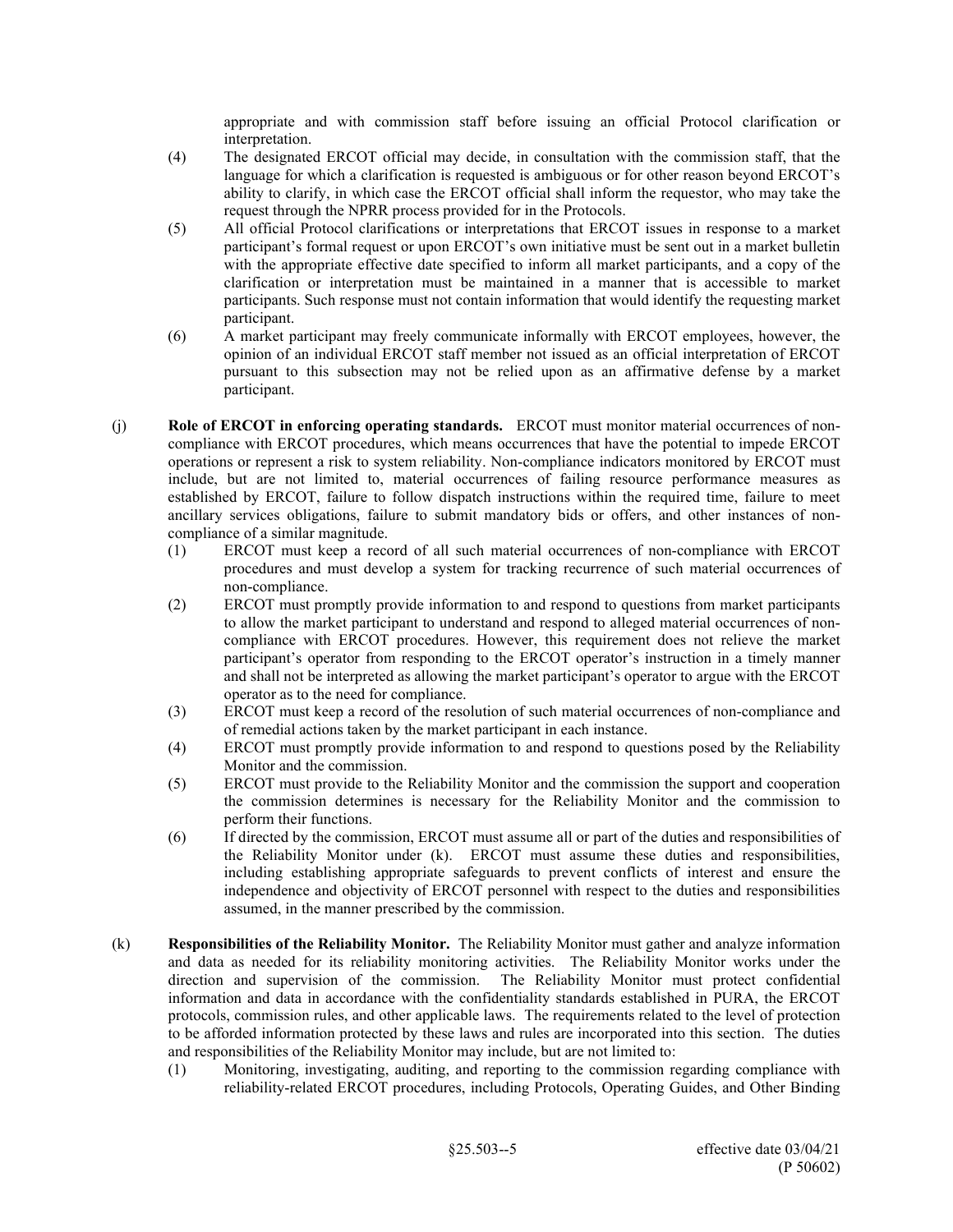appropriate and with commission staff before issuing an official Protocol clarification or interpretation.

(4) The designated ERCOT official may decide, in consultation with the commission staff, that the language for which a clarification is requested is ambiguous or for other reason beyond ERCOT's ability to clarify, in which case the ERCOT official shall inform the requestor, who may take the request through the NPRR process provided for in the Protocols.

(5) All official Protocol clarifications or interpretations that ERCOT issues in response to a market participant's formal request or upon ERCOT's own initiative must be sent out in a market bulletin with the appropriate effective date specified to inform all market participants, and a copy of the clarification or interpretation must be maintained in a manner that is accessible to market participants. Such response must not contain information that would identify the requesting market participant.

(6) A market participant may freely communicate informally with ERCOT employees, however, the opinion of an individual ERCOT staff member not issued as an official interpretation of ERCOT pursuant to this subsection may not be relied upon as an affirmative defense by a market participant.

(j) **Role of ERCOT in enforcing operating standards.** ERCOT must monitor material occurrences of non-compliance with ERCOT procedures, which means occurrences that have the potential to impede ERCOT operations or represent a risk to system reliability. Non-compliance indicators monitored by ERCOT must include, but are not limited to, material occurrences of failing resource performance measures as established by ERCOT, failure to follow dispatch instructions within the required time, failure to meet ancillary services obligations, failure to submit mandatory bids or offers, and other instances of non-compliance of a similar magnitude.

(1) ERCOT must keep a record of all such material occurrences of non-compliance with ERCOT procedures and must develop a system for tracking recurrence of such material occurrences of non-compliance.

(2) ERCOT must promptly provide information to and respond to questions from market participants to allow the market participant to understand and respond to alleged material occurrences of non-compliance with ERCOT procedures. However, this requirement does not relieve the market participant's operator from responding to the ERCOT operator's instruction in a timely manner and shall not be interpreted as allowing the market participant's operator to argue with the ERCOT operator as to the need for compliance.

(3) ERCOT must keep a record of the resolution of such material occurrences of non-compliance and of remedial actions taken by the market participant in each instance.

(4) ERCOT must promptly provide information to and respond to questions posed by the Reliability Monitor and the commission.

(5) ERCOT must provide to the Reliability Monitor and the commission the support and cooperation the commission determines is necessary for the Reliability Monitor and the commission to perform their functions.

(6) If directed by the commission, ERCOT must assume all or part of the duties and responsibilities of the Reliability Monitor under (k). ERCOT must assume these duties and responsibilities, including establishing appropriate safeguards to prevent conflicts of interest and ensure the independence and objectivity of ERCOT personnel with respect to the duties and responsibilities assumed, in the manner prescribed by the commission.

(k) **Responsibilities of the Reliability Monitor.** The Reliability Monitor must gather and analyze information and data as needed for its reliability monitoring activities. The Reliability Monitor works under the direction and supervision of the commission. The Reliability Monitor must protect confidential information and data in accordance with the confidentiality standards established in PURA, the ERCOT protocols, commission rules, and other applicable laws. The requirements related to the level of protection to be afforded information protected by these laws and rules are incorporated into this section. The duties and responsibilities of the Reliability Monitor may include, but are not limited to:

(1) Monitoring, investigating, auditing, and reporting to the commission regarding compliance with reliability-related ERCOT procedures, including Protocols, Operating Guides, and Other Binding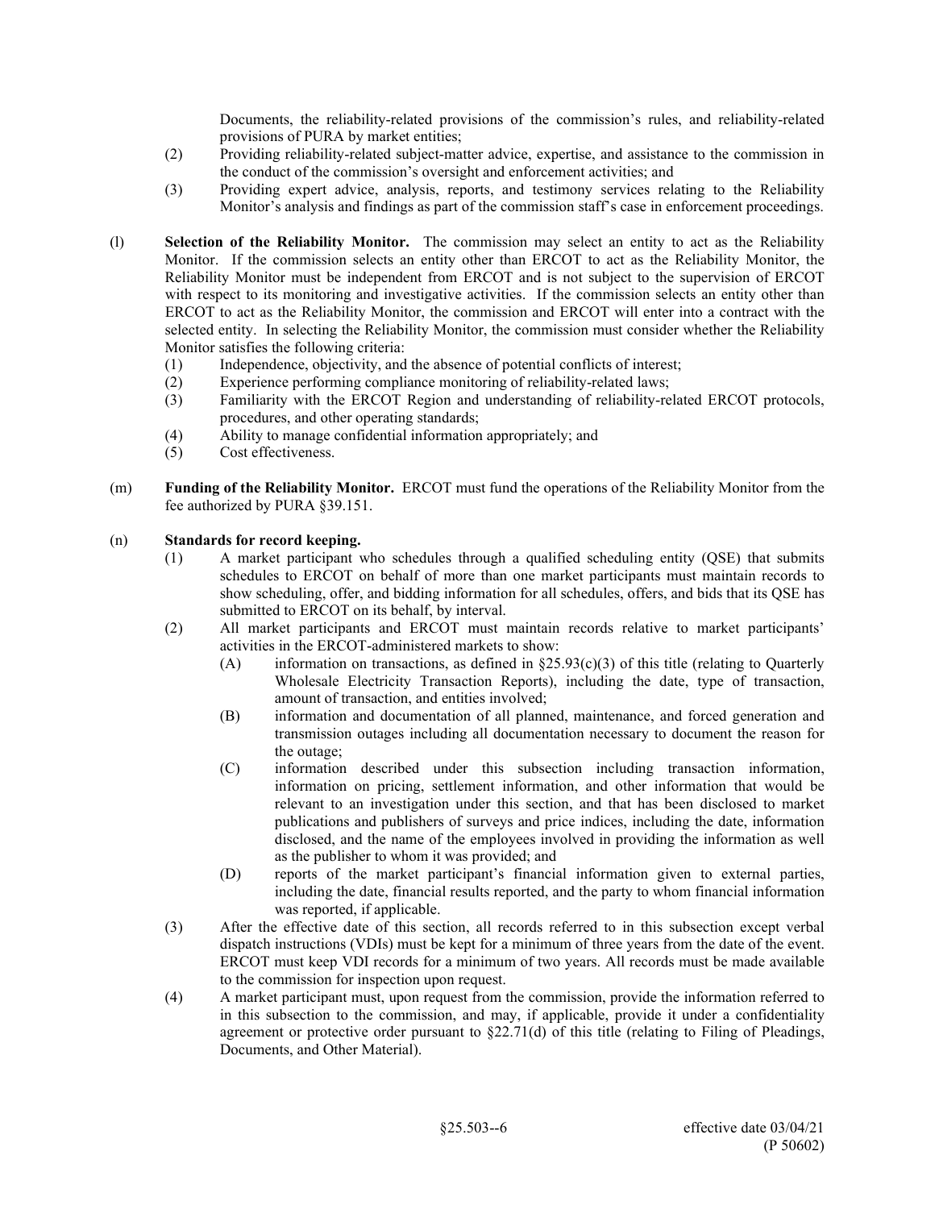Documents, the reliability-related provisions of the commission's rules, and reliability-related provisions of PURA by market entities;

(2) Providing reliability-related subject-matter advice, expertise, and assistance to the commission in the conduct of the commission's oversight and enforcement activities; and

(3) Providing expert advice, analysis, reports, and testimony services relating to the Reliability Monitor's analysis and findings as part of the commission staff's case in enforcement proceedings.

(l) **Selection of the Reliability Monitor.** The commission may select an entity to act as the Reliability Monitor. If the commission selects an entity other than ERCOT to act as the Reliability Monitor, the Reliability Monitor must be independent from ERCOT and is not subject to the supervision of ERCOT with respect to its monitoring and investigative activities. If the commission selects an entity other than ERCOT to act as the Reliability Monitor, the commission and ERCOT will enter into a contract with the selected entity. In selecting the Reliability Monitor, the commission must consider whether the Reliability Monitor satisfies the following criteria:

(1) Independence, objectivity, and the absence of potential conflicts of interest;

(2) Experience performing compliance monitoring of reliability-related laws;

(3) Familiarity with the ERCOT Region and understanding of reliability-related ERCOT protocols, procedures, and other operating standards;

(4) Ability to manage confidential information appropriately; and

(5) Cost effectiveness.

(m) **Funding of the Reliability Monitor.** ERCOT must fund the operations of the Reliability Monitor from the fee authorized by PURA §39.151.

(n) **Standards for record keeping.**

(1) A market participant who schedules through a qualified scheduling entity (QSE) that submits schedules to ERCOT on behalf of more than one market participants must maintain records to show scheduling, offer, and bidding information for all schedules, offers, and bids that its QSE has submitted to ERCOT on its behalf, by interval.

(2) All market participants and ERCOT must maintain records relative to market participants' activities in the ERCOT-administered markets to show:

(A) information on transactions, as defined in §25.93(c)(3) of this title (relating to Quarterly Wholesale Electricity Transaction Reports), including the date, type of transaction, amount of transaction, and entities involved;

(B) information and documentation of all planned, maintenance, and forced generation and transmission outages including all documentation necessary to document the reason for the outage;

(C) information described under this subsection including transaction information, information on pricing, settlement information, and other information that would be relevant to an investigation under this section, and that has been disclosed to market publications and publishers of surveys and price indices, including the date, information disclosed, and the name of the employees involved in providing the information as well as the publisher to whom it was provided; and

(D) reports of the market participant's financial information given to external parties, including the date, financial results reported, and the party to whom financial information was reported, if applicable.

(3) After the effective date of this section, all records referred to in this subsection except verbal dispatch instructions (VDIs) must be kept for a minimum of three years from the date of the event. ERCOT must keep VDI records for a minimum of two years. All records must be made available to the commission for inspection upon request.

(4) A market participant must, upon request from the commission, provide the information referred to in this subsection to the commission, and may, if applicable, provide it under a confidentiality agreement or protective order pursuant to §22.71(d) of this title (relating to Filing of Pleadings, Documents, and Other Material).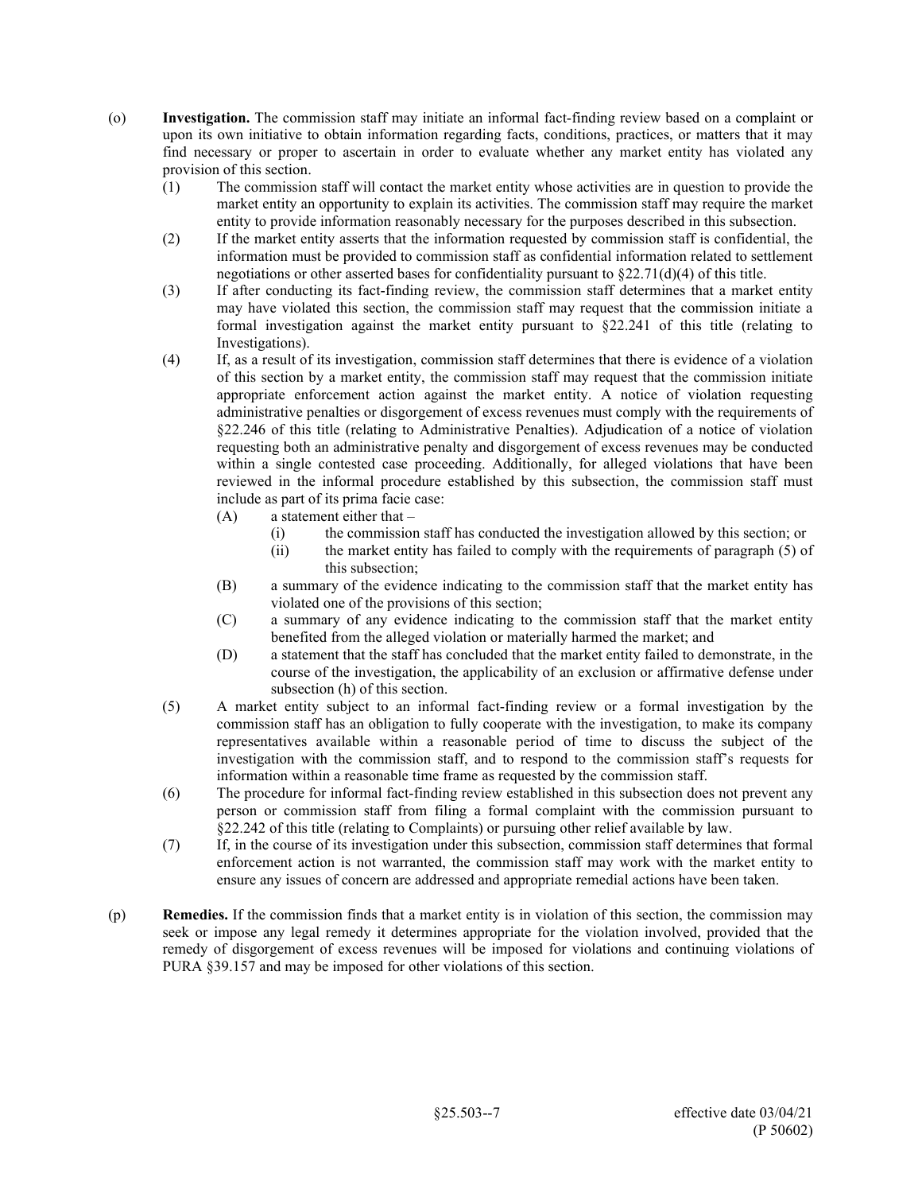(o) **Investigation.** The commission staff may initiate an informal fact-finding review based on a complaint or upon its own initiative to obtain information regarding facts, conditions, practices, or matters that it may find necessary or proper to ascertain in order to evaluate whether any market entity has violated any provision of this section.

(1) The commission staff will contact the market entity whose activities are in question to provide the market entity an opportunity to explain its activities. The commission staff may require the market entity to provide information reasonably necessary for the purposes described in this subsection.

(2) If the market entity asserts that the information requested by commission staff is confidential, the information must be provided to commission staff as confidential information related to settlement negotiations or other asserted bases for confidentiality pursuant to §22.71(d)(4) of this title.

(3) If after conducting its fact-finding review, the commission staff determines that a market entity may have violated this section, the commission staff may request that the commission initiate a formal investigation against the market entity pursuant to §22.241 of this title (relating to Investigations).

(4) If, as a result of its investigation, commission staff determines that there is evidence of a violation of this section by a market entity, the commission staff may request that the commission initiate appropriate enforcement action against the market entity. A notice of violation requesting administrative penalties or disgorgement of excess revenues must comply with the requirements of §22.246 of this title (relating to Administrative Penalties). Adjudication of a notice of violation requesting both an administrative penalty and disgorgement of excess revenues may be conducted within a single contested case proceeding. Additionally, for alleged violations that have been reviewed in the informal procedure established by this subsection, the commission staff must include as part of its prima facie case:

(A) a statement either that –

(i) the commission staff has conducted the investigation allowed by this section; or

(ii) the market entity has failed to comply with the requirements of paragraph (5) of this subsection;

(B) a summary of the evidence indicating to the commission staff that the market entity has violated one of the provisions of this section;

(C) a summary of any evidence indicating to the commission staff that the market entity benefited from the alleged violation or materially harmed the market; and

(D) a statement that the staff has concluded that the market entity failed to demonstrate, in the course of the investigation, the applicability of an exclusion or affirmative defense under subsection (h) of this section.

(5) A market entity subject to an informal fact-finding review or a formal investigation by the commission staff has an obligation to fully cooperate with the investigation, to make its company representatives available within a reasonable period of time to discuss the subject of the investigation with the commission staff, and to respond to the commission staff's requests for information within a reasonable time frame as requested by the commission staff.

(6) The procedure for informal fact-finding review established in this subsection does not prevent any person or commission staff from filing a formal complaint with the commission pursuant to §22.242 of this title (relating to Complaints) or pursuing other relief available by law.

(7) If, in the course of its investigation under this subsection, commission staff determines that formal enforcement action is not warranted, the commission staff may work with the market entity to ensure any issues of concern are addressed and appropriate remedial actions have been taken.

(p) **Remedies.** If the commission finds that a market entity is in violation of this section, the commission may seek or impose any legal remedy it determines appropriate for the violation involved, provided that the remedy of disgorgement of excess revenues will be imposed for violations and continuing violations of PURA §39.157 and may be imposed for other violations of this section.